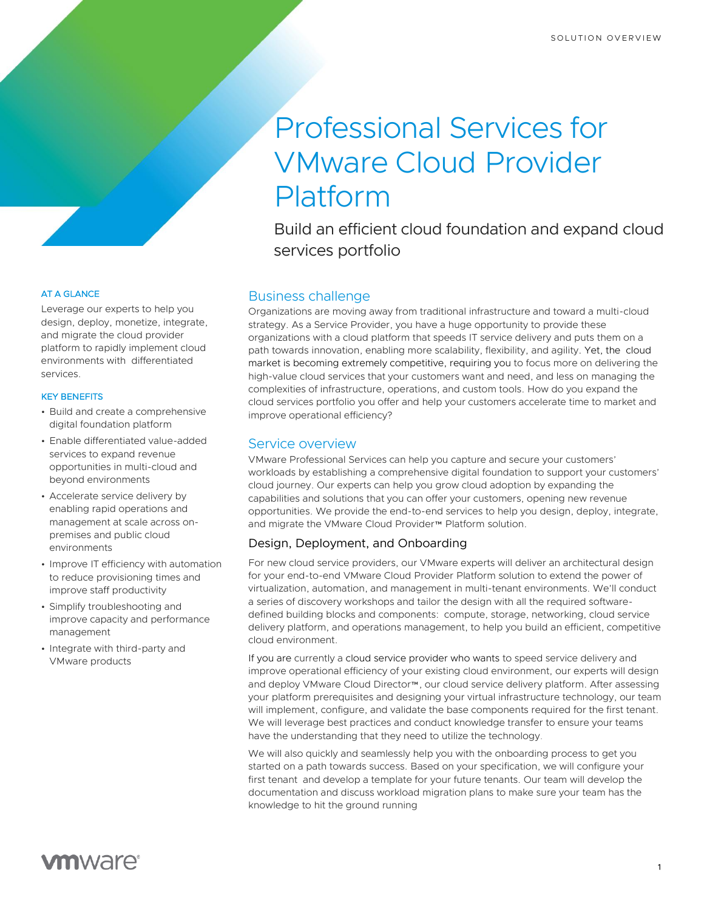SOLUTION OVERVIEW

# Professional Services for VMware Cloud Provider Platform

Build an efficient cloud foundation and expand cloud services portfolio

### AT A GLANCE

Leverage our experts to help you design, deploy, monetize, integrate, and migrate the cloud provider platform to rapidly implement cloud environments with differentiated services.

### KEY BENEFITS

- Build and create a comprehensive digital foundation platform
- Enable differentiated value-added services to expand revenue opportunities in multi-cloud and beyond environments
- Accelerate service delivery by enabling rapid operations and management at scale across on-premises and public cloud environments
- Improve IT efficiency with automation to reduce provisioning times and improve staff productivity
- Simplify troubleshooting and improve capacity and performance management
- Integrate with third-party and VMware products

## Business challenge

Organizations are moving away from traditional infrastructure and toward a multi-cloud strategy. As a Service Provider, you have a huge opportunity to provide these organizations with a cloud platform that speeds IT service delivery and puts them on a path towards innovation, enabling more scalability, flexibility, and agility. Yet, the cloud market is becoming extremely competitive, requiring you to focus more on delivering the high-value cloud services that your customers want and need, and less on managing the complexities of infrastructure, operations, and custom tools. How do you expand the cloud services portfolio you offer and help your customers accelerate time to market and improve operational efficiency?

## Service overview

VMware Professional Services can help you capture and secure your customers' workloads by establishing a comprehensive digital foundation to support your customers' cloud journey. Our experts can help you grow cloud adoption by expanding the capabilities and solutions that you can offer your customers, opening new revenue opportunities. We provide the end-to-end services to help you design, deploy, integrate, and migrate the VMware Cloud Provider™ Platform solution.

### Design, Deployment, and Onboarding

For new cloud service providers, our VMware experts will deliver an architectural design for your end-to-end VMware Cloud Provider Platform solution to extend the power of virtualization, automation, and management in multi-tenant environments. We'll conduct a series of discovery workshops and tailor the design with all the required software-defined building blocks and components: compute, storage, networking, cloud service delivery platform, and operations management, to help you build an efficient, competitive cloud environment.

If you are currently a cloud service provider who wants to speed service delivery and improve operational efficiency of your existing cloud environment, our experts will design and deploy VMware Cloud Director™, our cloud service delivery platform. After assessing your platform prerequisites and designing your virtual infrastructure technology, our team will implement, configure, and validate the base components required for the first tenant. We will leverage best practices and conduct knowledge transfer to ensure your teams have the understanding that they need to utilize the technology.

We will also quickly and seamlessly help you with the onboarding process to get you started on a path towards success. Based on your specification, we will configure your first tenant and develop a template for your future tenants. Our team will develop the documentation and discuss workload migration plans to make sure your team has the knowledge to hit the ground running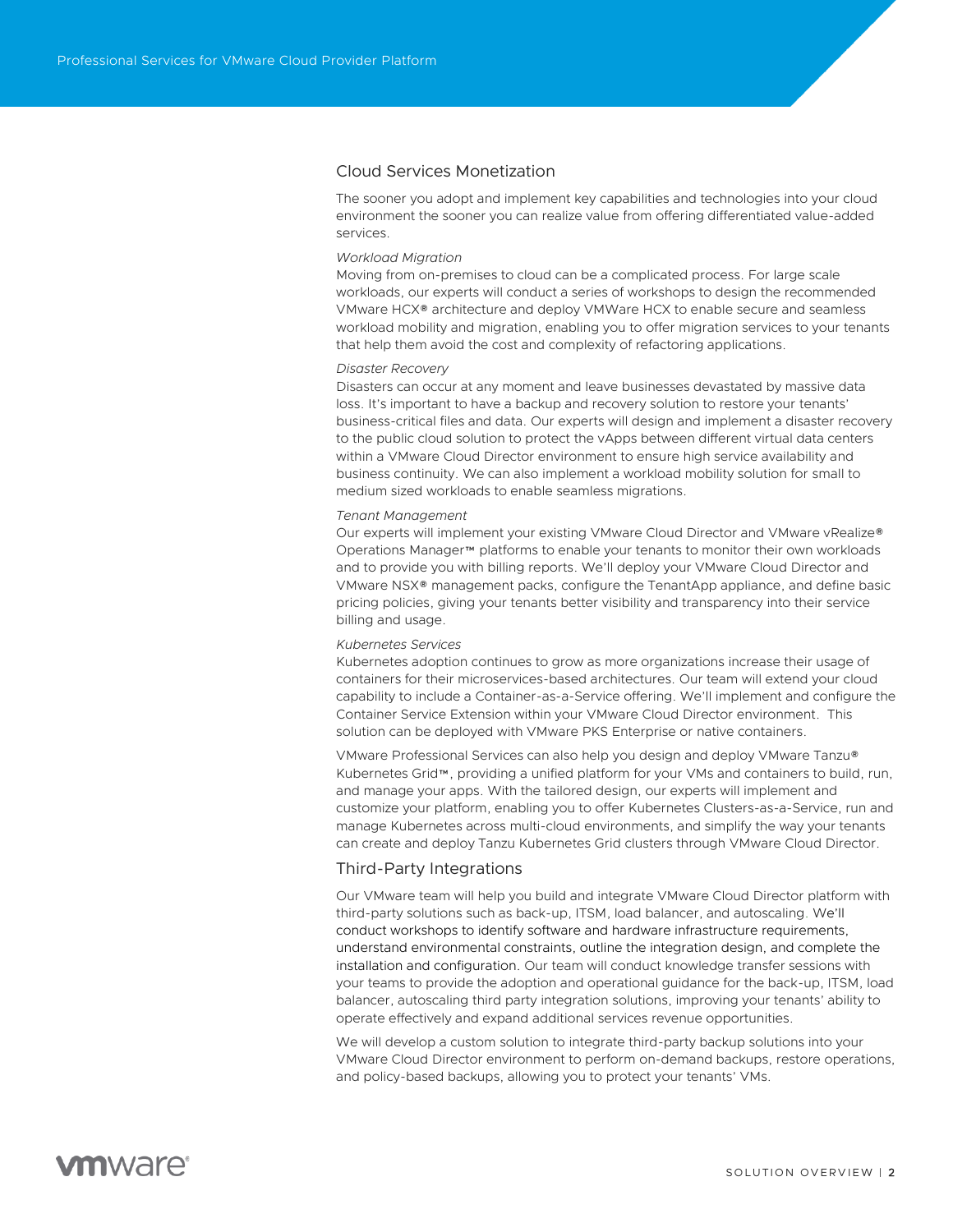## Cloud Services Monetization

The sooner you adopt and implement key capabilities and technologies into your cloud environment the sooner you can realize value from offering differentiated value-added services.

*Workload Migration*

Moving from on-premises to cloud can be a complicated process. For large scale workloads, our experts will conduct a series of workshops to design the recommended VMware HCX® architecture and deploy VMWare HCX to enable secure and seamless workload mobility and migration, enabling you to offer migration services to your tenants that help them avoid the cost and complexity of refactoring applications.

*Disaster Recovery*

Disasters can occur at any moment and leave businesses devastated by massive data loss. It's important to have a backup and recovery solution to restore your tenants' business-critical files and data. Our experts will design and implement a disaster recovery to the public cloud solution to protect the vApps between different virtual data centers within a VMware Cloud Director environment to ensure high service availability and business continuity. We can also implement a workload mobility solution for small to medium sized workloads to enable seamless migrations.

*Tenant Management*

Our experts will implement your existing VMware Cloud Director and VMware vRealize® Operations Manager™ platforms to enable your tenants to monitor their own workloads and to provide you with billing reports. We'll deploy your VMware Cloud Director and VMware NSX® management packs, configure the TenantApp appliance, and define basic pricing policies, giving your tenants better visibility and transparency into their service billing and usage.

*Kubernetes Services*

Kubernetes adoption continues to grow as more organizations increase their usage of containers for their microservices-based architectures. Our team will extend your cloud capability to include a Container-as-a-Service offering. We'll implement and configure the Container Service Extension within your VMware Cloud Director environment. This solution can be deployed with VMware PKS Enterprise or native containers.

VMware Professional Services can also help you design and deploy VMware Tanzu® Kubernetes Grid™, providing a unified platform for your VMs and containers to build, run, and manage your apps. With the tailored design, our experts will implement and customize your platform, enabling you to offer Kubernetes Clusters-as-a-Service, run and manage Kubernetes across multi-cloud environments, and simplify the way your tenants can create and deploy Tanzu Kubernetes Grid clusters through VMware Cloud Director.

## Third-Party Integrations

Our VMware team will help you build and integrate VMware Cloud Director platform with third-party solutions such as back-up, ITSM, load balancer, and autoscaling. We'll conduct workshops to identify software and hardware infrastructure requirements, understand environmental constraints, outline the integration design, and complete the installation and configuration. Our team will conduct knowledge transfer sessions with your teams to provide the adoption and operational guidance for the back-up, ITSM, load balancer, autoscaling third party integration solutions, improving your tenants' ability to operate effectively and expand additional services revenue opportunities.

We will develop a custom solution to integrate third-party backup solutions into your VMware Cloud Director environment to perform on-demand backups, restore operations, and policy-based backups, allowing you to protect your tenants' VMs.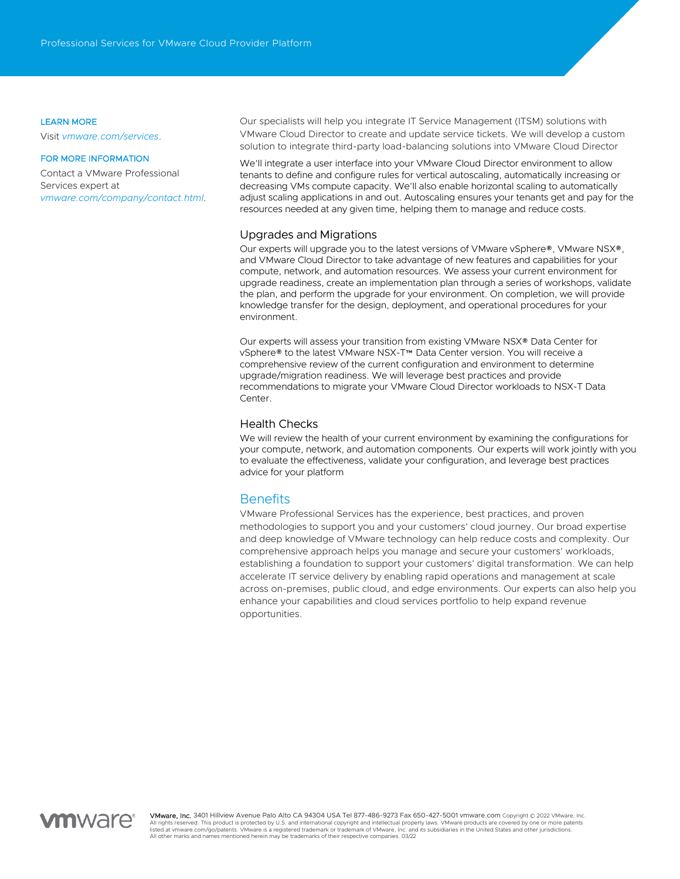**LEARN MORE**

Visit *vmware.com/services*.

**FOR MORE INFORMATION**

Contact a VMware Professional Services expert at *vmware.com/company/contact.html*.

Our specialists will help you integrate IT Service Management (ITSM) solutions with VMware Cloud Director to create and update service tickets. We will develop a custom solution to integrate third-party load-balancing solutions into VMware Cloud Director

We'll integrate a user interface into your VMware Cloud Director environment to allow tenants to define and configure rules for vertical autoscaling, automatically increasing or decreasing VMs compute capacity. We'll also enable horizontal scaling to automatically adjust scaling applications in and out. Autoscaling ensures your tenants get and pay for the resources needed at any given time, helping them to manage and reduce costs.

### Upgrades and Migrations

Our experts will upgrade you to the latest versions of VMware vSphere®, VMware NSX®, and VMware Cloud Director to take advantage of new features and capabilities for your compute, network, and automation resources. We assess your current environment for upgrade readiness, create an implementation plan through a series of workshops, validate the plan, and perform the upgrade for your environment. On completion, we will provide knowledge transfer for the design, deployment, and operational procedures for your environment.

Our experts will assess your transition from existing VMware NSX® Data Center for vSphere® to the latest VMware NSX-T™ Data Center version. You will receive a comprehensive review of the current configuration and environment to determine upgrade/migration readiness. We will leverage best practices and provide recommendations to migrate your VMware Cloud Director workloads to NSX-T Data Center.

### Health Checks

We will review the health of your current environment by examining the configurations for your compute, network, and automation components. Our experts will work jointly with you to evaluate the effectiveness, validate your configuration, and leverage best practices advice for your platform

## Benefits

VMware Professional Services has the experience, best practices, and proven methodologies to support you and your customers' cloud journey. Our broad expertise and deep knowledge of VMware technology can help reduce costs and complexity. Our comprehensive approach helps you manage and secure your customers' workloads, establishing a foundation to support your customers' digital transformation. We can help accelerate IT service delivery by enabling rapid operations and management at scale across on-premises, public cloud, and edge environments. Our experts can also help you enhance your capabilities and cloud services portfolio to help expand revenue opportunities.

**VMware, Inc.** 3401 Hillview Avenue Palo Alto CA 94304 USA Tel 877-486-9273 Fax 650-427-5001 vmware.com Copyright © 2022 VMware, Inc. All rights reserved. This product is protected by U.S. and international copyright and intellectual property laws. VMware products are covered by one or more patents listed at vmware.com/go/patents. VMware is a registered trademark or trademark of VMware, Inc. and its subsidiaries in the United States and other jurisdictions. All other marks and names mentioned herein may be trademarks of their respective companies. 03/22